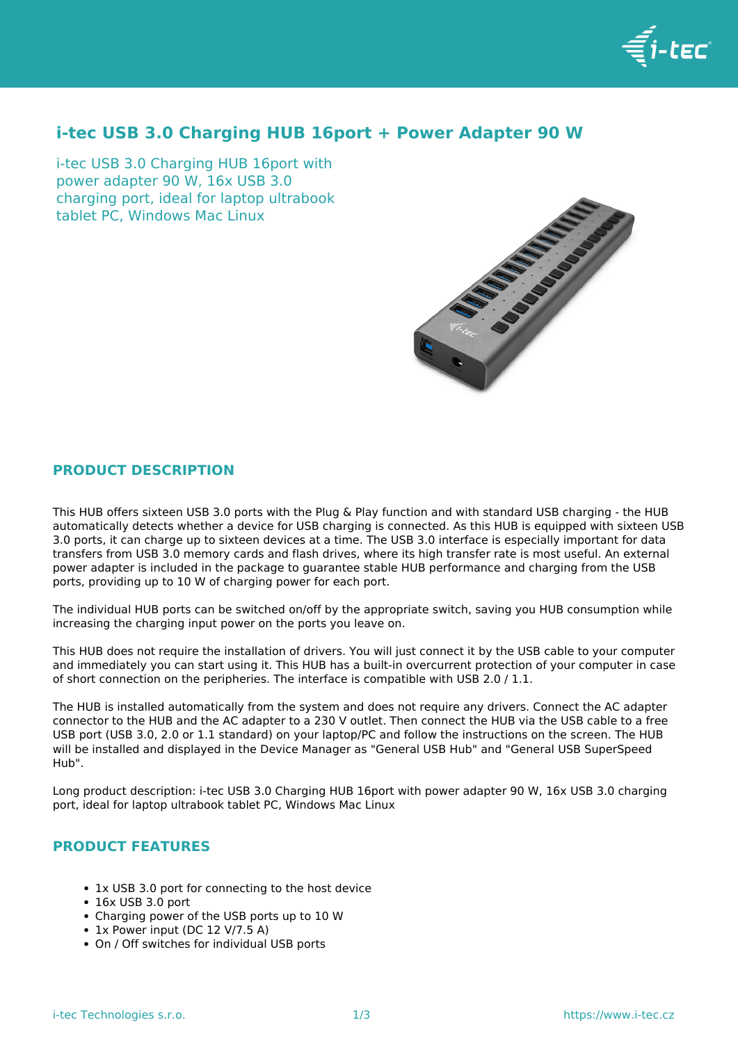# i-tec USB 3.0 Charging HUB 16port + Power Adapter 90 W

i-tec USB 3.0 Charging HUB 16port with power adapter 90 W, 16x USB 3.0 charging port, ideal for laptop ultrabook tablet PC, Windows Mac Linux

## PRODUCT DESCRIPTION

This HUB offers sixteen USB 3.0 ports with the Plug & Play function and with standard USB charging - the HUB automatically detects whether a device for USB charging is connected. As this HUB is equipped with sixteen USB 3.0 ports, it can charge up to sixteen devices at a time. The USB 3.0 interface is especially important for data transfers from USB 3.0 memory cards and flash drives, where its high transfer rate is most useful. An external power adapter is included in the package to guarantee stable HUB performance and charging from the USB ports, providing up to 10 W of charging power for each port.

The individual HUB ports can be switched on/off by the appropriate switch, saving you HUB consumption while increasing the charging input power on the ports you leave on.

This HUB does not require the installation of drivers. You will just connect it by the USB cable to your computer and immediately you can start using it. This HUB has a built-in overcurrent protection of your computer in case of short connection on the peripheries. The interface is compatible with USB 2.0 / 1.1.

The HUB is installed automatically from the system and does not require any drivers. Connect the AC adapter connector to the HUB and the AC adapter to a 230 V outlet. Then connect the HUB via the USB cable to a free USB port (USB 3.0, 2.0 or 1.1 standard) on your laptop/PC and follow the instructions on the screen. The HUB will be installed and displayed in the Device Manager as "General USB Hub" and "General USB SuperSpeed Hub".

Long product description: i-tec USB 3.0 Charging HUB 16port with power adapter 90 W, 16x USB 3.0 charging port, ideal for laptop ultrabook tablet PC, Windows Mac Linux

## PRODUCT FEATURES

- 1x USB 3.0 port for connecting to the host device
- 16x USB 3.0 port
- Charging power of the USB ports up to 10 W
- 1x Power input (DC 12 V/7.5 A)
- On / Off switches for individual USB ports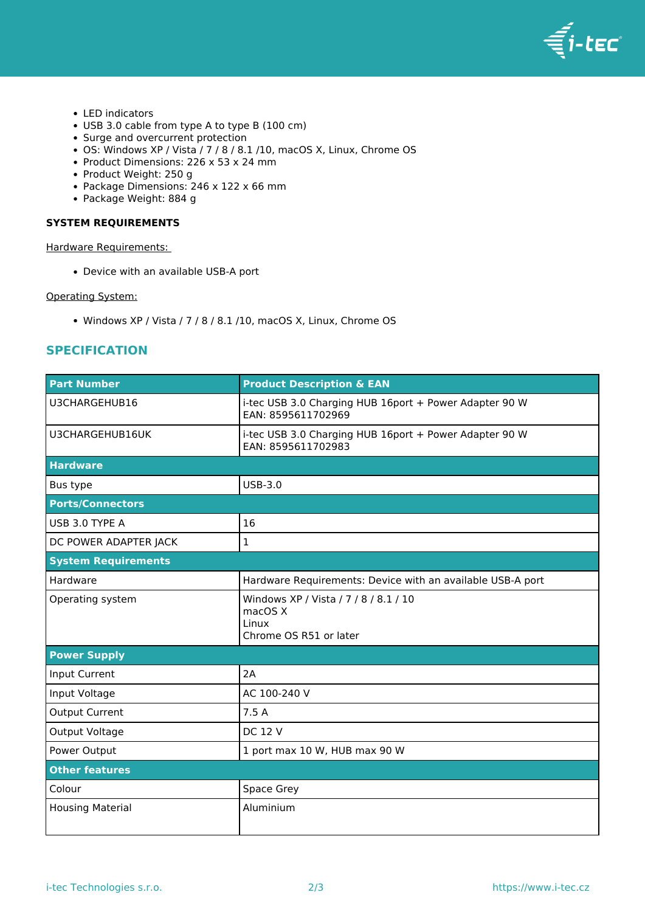- LED indicators
- USB 3.0 cable from type A to type B (100 cm)
- Surge and overcurrent protection
- OS: Windows XP / Vista / 7 / 8 / 8.1 /10, macOS X, Linux, Chrome OS
- Product Dimensions: 226 x 53 x 24 mm
- Product Weight: 250 g
- Package Dimensions: 246 x 122 x 66 mm
- Package Weight: 884 g

**SYSTEM REQUIREMENTS**

Hardware Requirements:

- Device with an available USB-A port

Operating System:

- Windows XP / Vista / 7 / 8 / 8.1 /10, macOS X, Linux, Chrome OS

## SPECIFICATION

| Part Number | Product Description & EAN |
|---|---|
| U3CHARGEHUB16 | i-tec USB 3.0 Charging HUB 16port + Power Adapter 90 W<br>EAN: 8595611702969 |
| U3CHARGEHUB16UK | i-tec USB 3.0 Charging HUB 16port + Power Adapter 90 W<br>EAN: 8595611702983 |
| **Hardware** | |
| Bus type | USB-3.0 |
| **Ports/Connectors** | |
| USB 3.0 TYPE A | 16 |
| DC POWER ADAPTER JACK | 1 |
| **System Requirements** | |
| Hardware | Hardware Requirements: Device with an available USB-A port |
| Operating system | Windows XP / Vista / 7 / 8 / 8.1 / 10<br>macOS X<br>Linux<br>Chrome OS R51 or later |
| **Power Supply** | |
| Input Current | 2A |
| Input Voltage | AC 100-240 V |
| Output Current | 7.5 A |
| Output Voltage | DC 12 V |
| Power Output | 1 port max 10 W, HUB max 90 W |
| **Other features** | |
| Colour | Space Grey |
| Housing Material | Aluminium |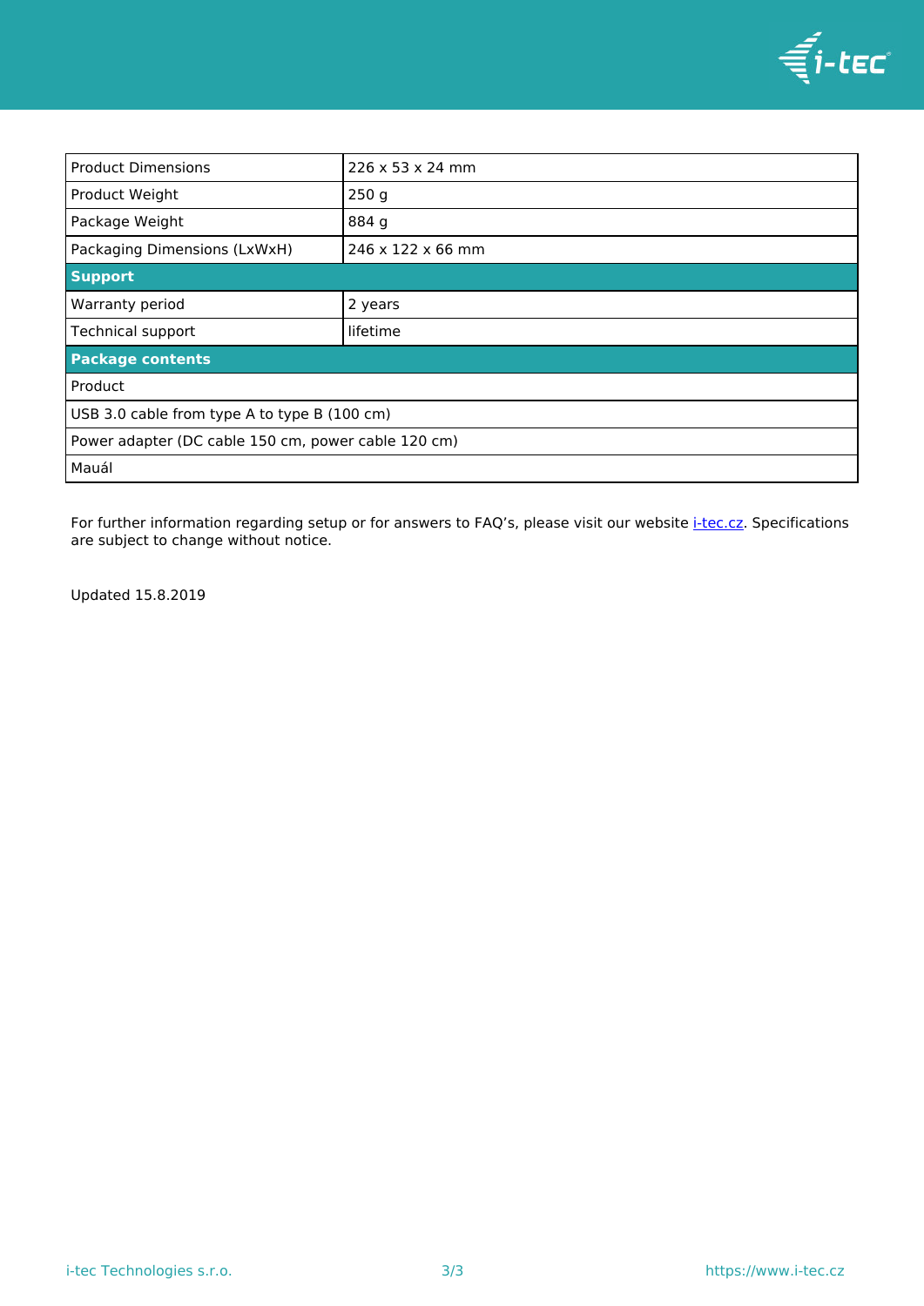| | |
|---|---|
| Product Dimensions | 226 x 53 x 24 mm |
| Product Weight | 250 g |
| Package Weight | 884 g |
| Packaging Dimensions (LxWxH) | 246 x 122 x 66 mm |
| **Support** | |
| Warranty period | 2 years |
| Technical support | lifetime |
| **Package contents** | |
| Product | |
| USB 3.0 cable from type A to type B (100 cm) | |
| Power adapter (DC cable 150 cm, power cable 120 cm) | |
| Mauál | |

For further information regarding setup or for answers to FAQ's, please visit our website [i-tec.cz](https://www.i-tec.cz). Specifications are subject to change without notice.

Updated 15.8.2019